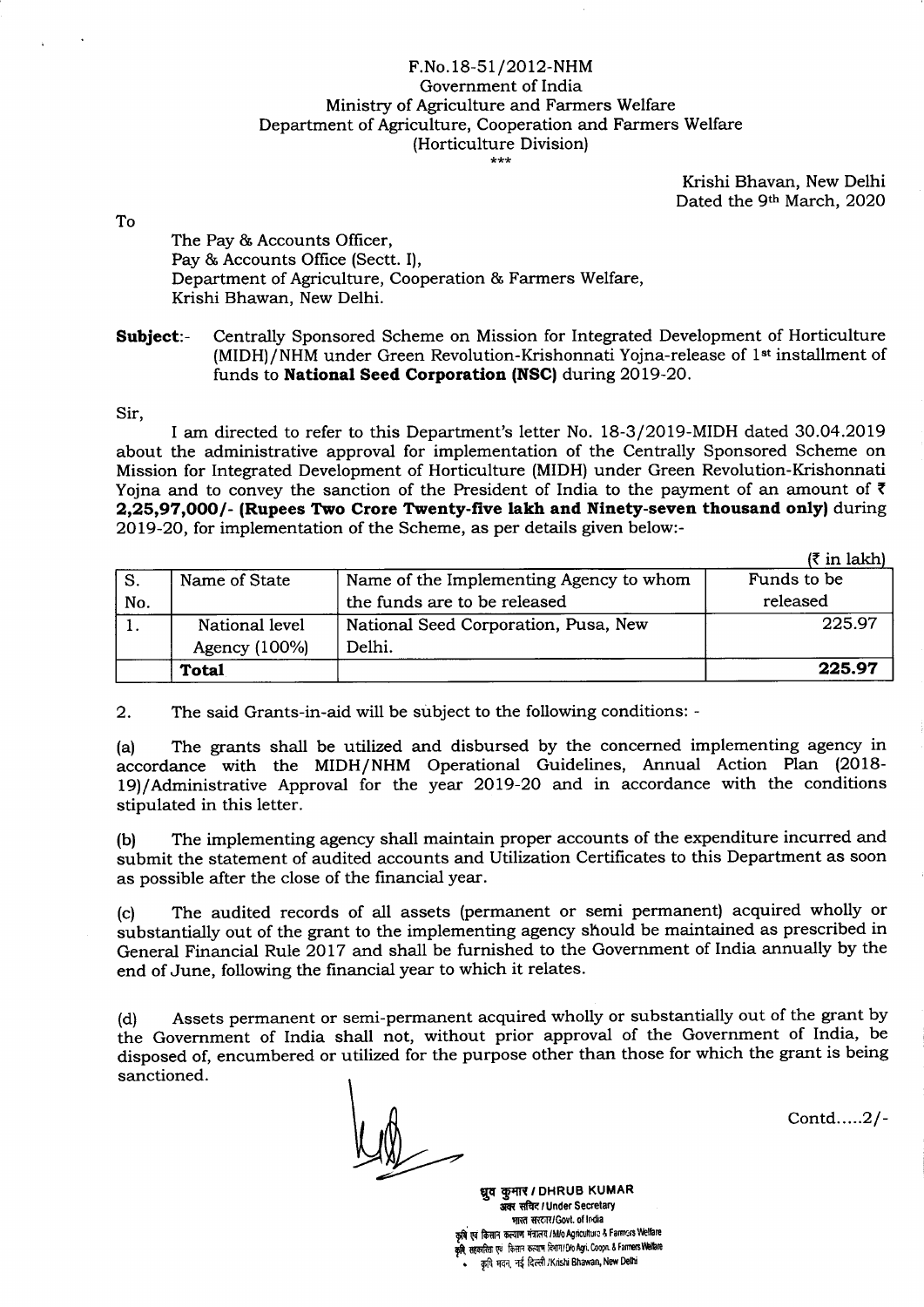F.No.18-51/2012-NHM
Government of India
Ministry of Agriculture and Farmers Welfare
Department of Agriculture, Cooperation and Farmers Welfare
(Horticulture Division)
\*\*\*

Krishi Bhavan, New Delhi
Dated the 9th March, 2020

To

The Pay & Accounts Officer,
Pay & Accounts Office (Sectt. I),
Department of Agriculture, Cooperation & Farmers Welfare,
Krishi Bhavan, New Delhi.

**Subject**:- Centrally Sponsored Scheme on Mission for Integrated Development of Horticulture (MIDH)/NHM under Green Revolution-Krishonnati Yojna-release of 1st installment of funds to **National Seed Corporation (NSC)** during 2019-20.

Sir,

I am directed to refer to this Department's letter No. 18-3/2019-MIDH dated 30.04.2019 about the administrative approval for implementation of the Centrally Sponsored Scheme on Mission for Integrated Development of Horticulture (MIDH) under Green Revolution-Krishonnati Yojna and to convey the sanction of the President of India to the payment of an amount of ₹ **2,25,97,000/- (Rupees Two Crore Twenty-five lakh and Ninety-seven thousand only)** during 2019-20, for implementation of the Scheme, as per details given below:-

(₹ in lakh)

| S. No. | Name of State | Name of the Implementing Agency to whom the funds are to be released | Funds to be released |
|---|---|---|---|
| 1. | National level Agency (100%) | National Seed Corporation, Pusa, New Delhi. | 225.97 |
| | **Total** | | **225.97** |

2. The said Grants-in-aid will be subject to the following conditions: -

(a) The grants shall be utilized and disbursed by the concerned implementing agency in accordance with the MIDH/NHM Operational Guidelines, Annual Action Plan (2018-19)/Administrative Approval for the year 2019-20 and in accordance with the conditions stipulated in this letter.

(b) The implementing agency shall maintain proper accounts of the expenditure incurred and submit the statement of audited accounts and Utilization Certificates to this Department as soon as possible after the close of the financial year.

(c) The audited records of all assets (permanent or semi permanent) acquired wholly or substantially out of the grant to the implementing agency should be maintained as prescribed in General Financial Rule 2017 and shall be furnished to the Government of India annually by the end of June, following the financial year to which it relates.

(d) Assets permanent or semi-permanent acquired wholly or substantially out of the grant by the Government of India shall not, without prior approval of the Government of India, be disposed of, encumbered or utilized for the purpose other than those for which the grant is being sanctioned.

Contd.....2/-

ध्रुव कुमार / DHRUB KUMAR
अवर सचिव / Under Secretary
भारत सरकार/Govt. of India
कृषि एवं किसान कल्याण मंत्रालय / M/o Agriculture & Farmers Welfare
कृषि सहकारिता एवं किसान कल्याण विभाग / D/o Agri. Coopn. & Farmers Welfare
कृषि भवन, नई दिल्ली / Krishi Bhawan, New Delhi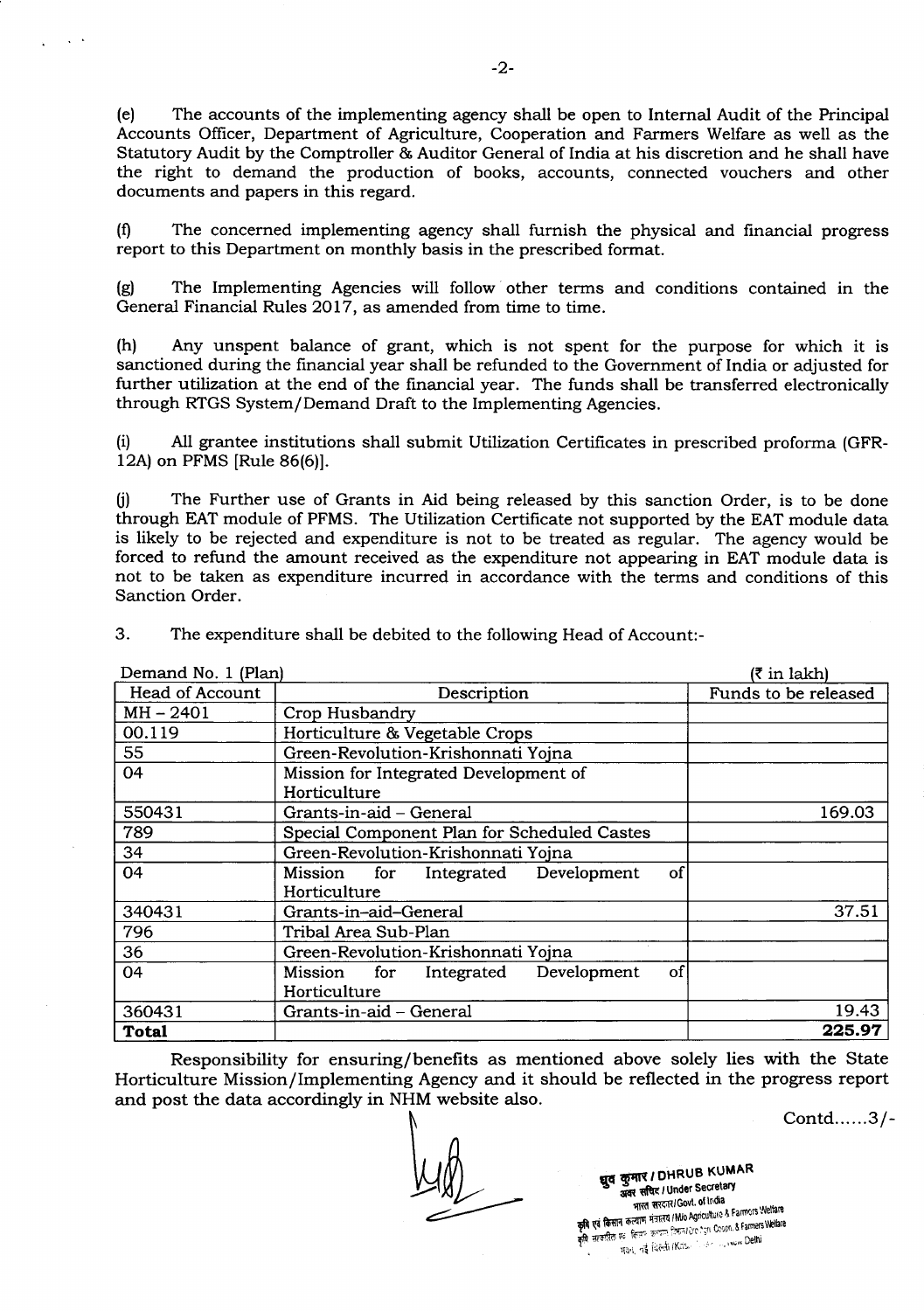(e) The accounts of the implementing agency shall be open to Internal Audit of the Principal Accounts Officer, Department of Agriculture, Cooperation and Farmers Welfare as well as the Statutory Audit by the Comptroller & Auditor General of India at his discretion and he shall have the right to demand the production of books, accounts, connected vouchers and other documents and papers in this regard.

(f) The concerned implementing agency shall furnish the physical and financial progress report to this Department on monthly basis in the prescribed format.

(g) The Implementing Agencies will follow other terms and conditions contained in the General Financial Rules 2017, as amended from time to time.

(h) Any unspent balance of grant, which is not spent for the purpose for which it is sanctioned during the financial year shall be refunded to the Government of India or adjusted for further utilization at the end of the financial year. The funds shall be transferred electronically through RTGS System/Demand Draft to the Implementing Agencies.

(i) All grantee institutions shall submit Utilization Certificates in prescribed proforma (GFR-12A) on PFMS [Rule 86(6)].

(j) The Further use of Grants in Aid being released by this sanction Order, is to be done through EAT module of PFMS. The Utilization Certificate not supported by the EAT module data is likely to be rejected and expenditure is not to be treated as regular. The agency would be forced to refund the amount received as the expenditure not appearing in EAT module data is not to be taken as expenditure incurred in accordance with the terms and conditions of this Sanction Order.

3. The expenditure shall be debited to the following Head of Account:-

Demand No. 1 (Plan) (₹ in lakh)

| Head of Account | Description | Funds to be released |
|---|---|---|
| MH – 2401 | Crop Husbandry | |
| 00.119 | Horticulture & Vegetable Crops | |
| 55 | Green-Revolution-Krishonnati Yojna | |
| 04 | Mission for Integrated Development of Horticulture | |
| 550431 | Grants-in-aid – General | 169.03 |
| 789 | Special Component Plan for Scheduled Castes | |
| 34 | Green-Revolution-Krishonnati Yojna | |
| 04 | Mission for Integrated Development of Horticulture | |
| 340431 | Grants-in–aid–General | 37.51 |
| 796 | Tribal Area Sub-Plan | |
| 36 | Green-Revolution-Krishonnati Yojna | |
| 04 | Mission for Integrated Development of Horticulture | |
| 360431 | Grants-in-aid – General | 19.43 |
| **Total** | | **225.97** |

Responsibility for ensuring/benefits as mentioned above solely lies with the State Horticulture Mission/Implementing Agency and it should be reflected in the progress report and post the data accordingly in NHM website also.

Contd......3/-

ध्रुव कुमार / DHRUB KUMAR
अवर सचिव / Under Secretary
भारत सरकार / Govt. of India
कृषि एवं किसान कल्याण मंत्रालय / M/o Agriculture & Farmers Welfare
कृषि सहकारिता एवं किसान कल्याण विभाग / D/o Agri. Coopn. & Farmers Welfare
नई दिल्ली / New Delhi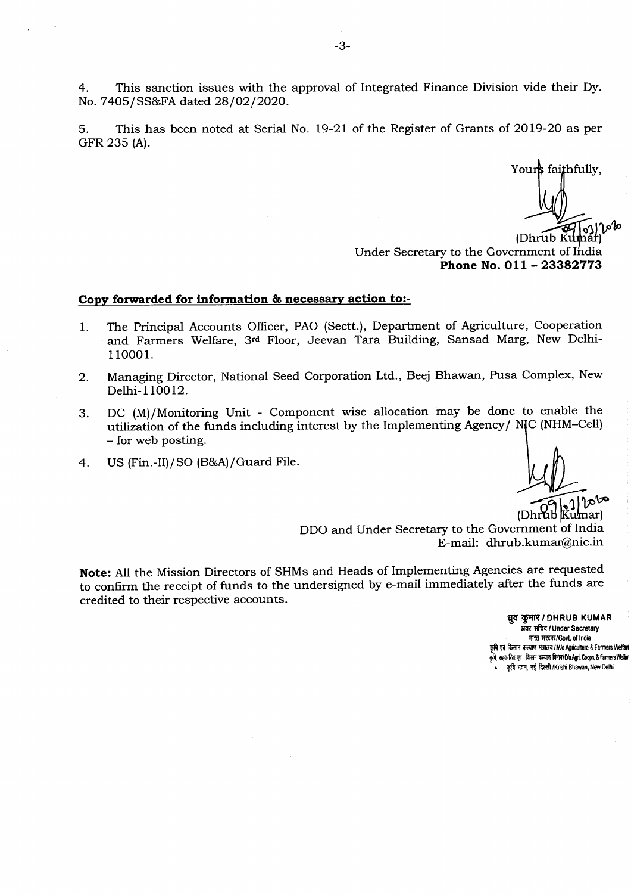4. This sanction issues with the approval of Integrated Finance Division vide their Dy. No. 7405/SS&FA dated 28/02/2020.

5. This has been noted at Serial No. 19-21 of the Register of Grants of 2019-20 as per GFR 235 (A).

Yours faithfully,

09/03/2020
(Dhrub Kumar)
Under Secretary to the Government of India
**Phone No. 011 – 23382773**

**Copy forwarded for information & necessary action to:-**

1. The Principal Accounts Officer, PAO (Sectt.), Department of Agriculture, Cooperation and Farmers Welfare, 3rd Floor, Jeevan Tara Building, Sansad Marg, New Delhi-110001.
2. Managing Director, National Seed Corporation Ltd., Beej Bhawan, Pusa Complex, New Delhi-110012.
3. DC (M)/Monitoring Unit - Component wise allocation may be done to enable the utilization of the funds including interest by the Implementing Agency/ NIC (NHM–Cell) – for web posting.
4. US (Fin.-II)/SO (B&A)/Guard File.

09/03/2020
(Dhrub Kumar)
DDO and Under Secretary to the Government of India
E-mail: dhrub.kumar@nic.in

**Note:** All the Mission Directors of SHMs and Heads of Implementing Agencies are requested to confirm the receipt of funds to the undersigned by e-mail immediately after the funds are credited to their respective accounts.

ध्रुव कुमार / DHRUB KUMAR
अवर सचिव / Under Secretary
भारत सरकार/Govt. of India
कृषि एवं किसान कल्याण मंत्रालय / M/o Agriculture & Farmers Welfare
कृषि सहकारिता एवं किसान कल्याण विभाग/D/o Agri. Coopn. & Farmers Welfare
कृषि भवन, नई दिल्ली /Krishi Bhawan, New Delhi